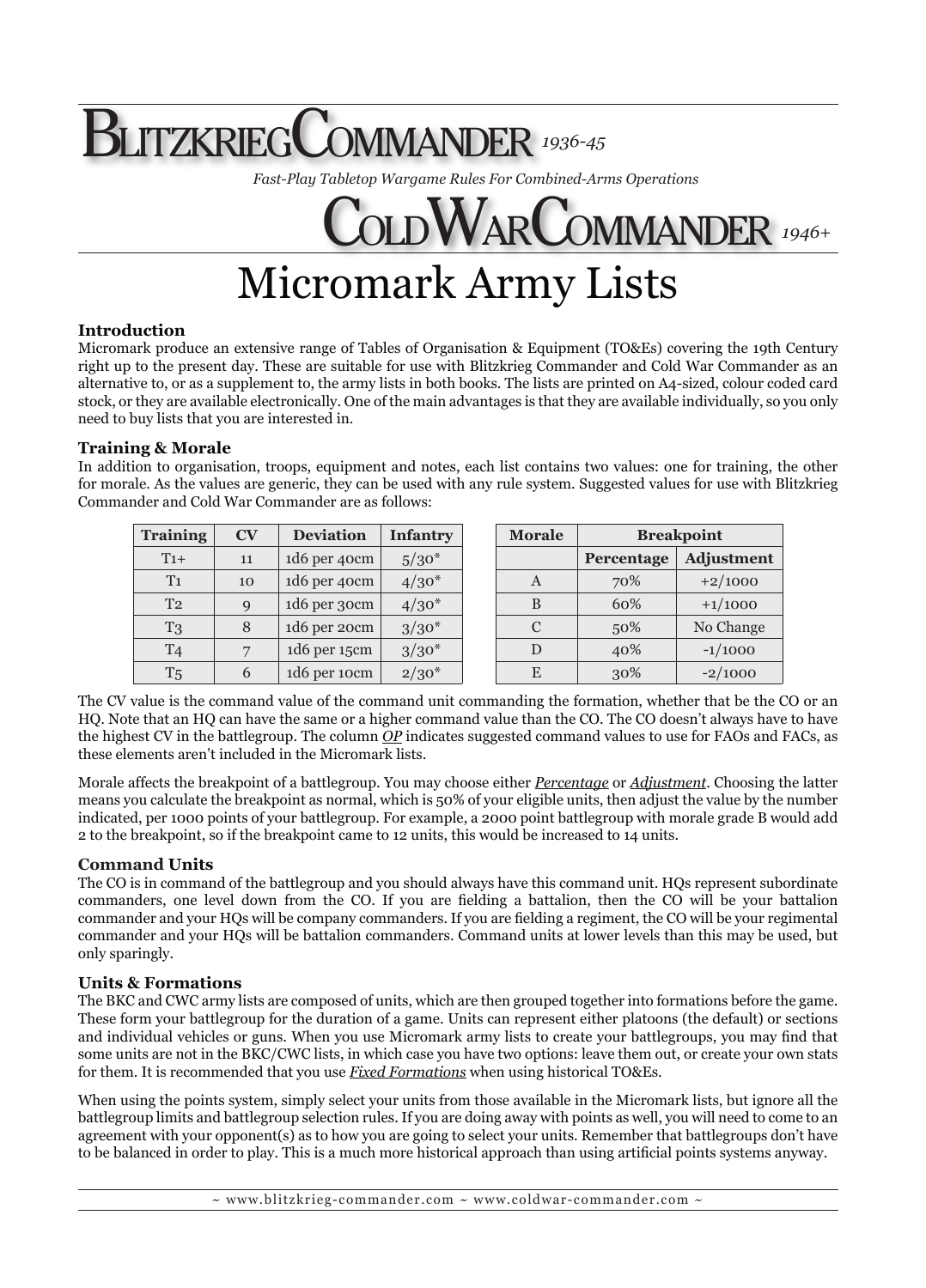# Blitzkrieg Commander 1936-45

*Fast-Play Tabletop Wargame Rules For Combined-Arms Operations*

# Cold War Commander 1946+

# Micromark Army Lists

### Introduction

Micromark produce an extensive range of Tables of Organisation & Equipment (TO&Es) covering the 19th Century right up to the present day. These are suitable for use with Blitzkrieg Commander and Cold War Commander as an alternative to, or as a supplement to, the army lists in both books. The lists are printed on A4-sized, colour coded card stock, or they are available electronically. One of the main advantages is that they are available individually, so you only need to buy lists that you are interested in.

### Training & Morale

In addition to organisation, troops, equipment and notes, each list contains two values: one for training, the other for morale. As the values are generic, they can be used with any rule system. Suggested values for use with Blitzkrieg Commander and Cold War Commander are as follows:

| Training | CV | Deviation | Infantry |
|---|---|---|---|
| T1+ | 11 | 1d6 per 40cm | 5/30* |
| T1 | 10 | 1d6 per 40cm | 4/30* |
| T2 | 9 | 1d6 per 30cm | 4/30* |
| T3 | 8 | 1d6 per 20cm | 3/30* |
| T4 | 7 | 1d6 per 15cm | 3/30* |
| T5 | 6 | 1d6 per 10cm | 2/30* |

| Morale | Breakpoint | |
|---|---|---|
| | Percentage | Adjustment |
| A | 70% | +2/1000 |
| B | 60% | +1/1000 |
| C | 50% | No Change |
| D | 40% | -1/1000 |
| E | 30% | -2/1000 |

The CV value is the command value of the command unit commanding the formation, whether that be the CO or an HQ. Note that an HQ can have the same or a higher command value than the CO. The CO doesn't always have to have the highest CV in the battlegroup. The column *OP* indicates suggested command values to use for FAOs and FACs, as these elements aren't included in the Micromark lists.

Morale affects the breakpoint of a battlegroup. You may choose either *Percentage* or *Adjustment*. Choosing the latter means you calculate the breakpoint as normal, which is 50% of your eligible units, then adjust the value by the number indicated, per 1000 points of your battlegroup. For example, a 2000 point battlegroup with morale grade B would add 2 to the breakpoint, so if the breakpoint came to 12 units, this would be increased to 14 units.

### Command Units

The CO is in command of the battlegroup and you should always have this command unit. HQs represent subordinate commanders, one level down from the CO. If you are fielding a battalion, then the CO will be your battalion commander and your HQs will be company commanders. If you are fielding a regiment, the CO will be your regimental commander and your HQs will be battalion commanders. Command units at lower levels than this may be used, but only sparingly.

### Units & Formations

The BKC and CWC army lists are composed of units, which are then grouped together into formations before the game. These form your battlegroup for the duration of a game. Units can represent either platoons (the default) or sections and individual vehicles or guns. When you use Micromark army lists to create your battlegroups, you may find that some units are not in the BKC/CWC lists, in which case you have two options: leave them out, or create your own stats for them. It is recommended that you use *Fixed Formations* when using historical TO&Es.

When using the points system, simply select your units from those available in the Micromark lists, but ignore all the battlegroup limits and battlegroup selection rules. If you are doing away with points as well, you will need to come to an agreement with your opponent(s) as to how you are going to select your units. Remember that battlegroups don't have to be balanced in order to play. This is a much more historical approach than using artificial points systems anyway.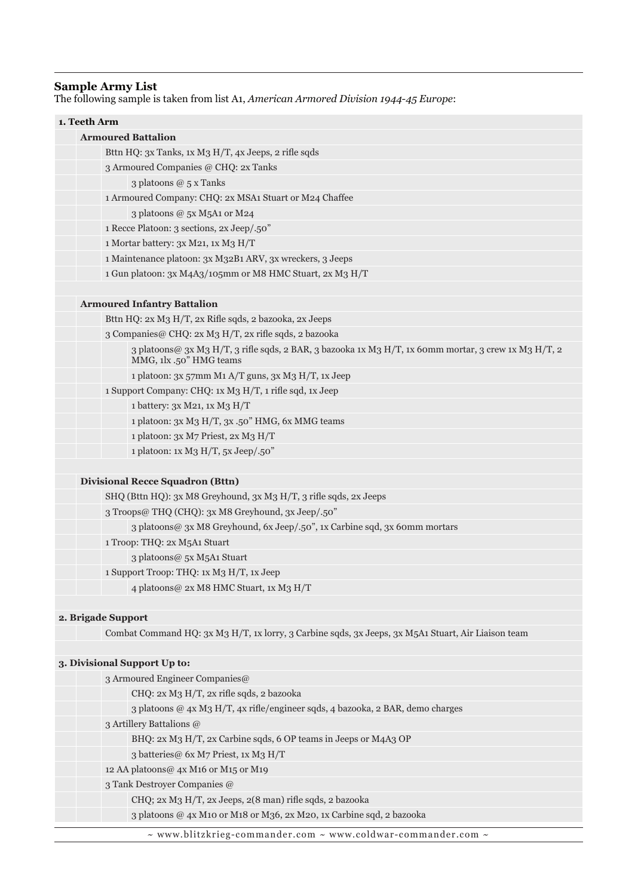### Sample Army List

The following sample is taken from list A1, *American Armored Division 1944-45 Europe*:

| | | | |
|---|---|---|---|
| **1. Teeth Arm** | | | |
| | **Armoured Battalion** | | |
| | | Bttn HQ: 3x Tanks, 1x M3 H/T, 4x Jeeps, 2 rifle sqds | |
| | | 3 Armoured Companies @ CHQ: 2x Tanks | |
| | | | 3 platoons @ 5 x Tanks |
| | | 1 Armoured Company: CHQ: 2x MSA1 Stuart or M24 Chaffee | |
| | | | 3 platoons @ 5x M5A1 or M24 |
| | | 1 Recce Platoon: 3 sections, 2x Jeep/.50" | |
| | | 1 Mortar battery: 3x M21, 1x M3 H/T | |
| | | 1 Maintenance platoon: 3x M32B1 ARV, 3x wreckers, 3 Jeeps | |
| | | 1 Gun platoon: 3x M4A3/105mm or M8 HMC Stuart, 2x M3 H/T | |
| | | | |
| | **Armoured Infantry Battalion** | | |
| | | Bttn HQ: 2x M3 H/T, 2x Rifle sqds, 2 bazooka, 2x Jeeps | |
| | | 3 Companies@ CHQ: 2x M3 H/T, 2x rifle sqds, 2 bazooka | |
| | | | 3 platoons@ 3x M3 H/T, 3 rifle sqds, 2 BAR, 3 bazooka 1x M3 H/T, 1x 60mm mortar, 3 crew 1x M3 H/T, 2 MMG, 1lx .50" HMG teams |
| | | | 1 platoon: 3x 57mm M1 A/T guns, 3x M3 H/T, 1x Jeep |
| | | 1 Support Company: CHQ: 1x M3 H/T, 1 rifle sqd, 1x Jeep | |
| | | | 1 battery: 3x M21, 1x M3 H/T |
| | | | 1 platoon: 3x M3 H/T, 3x .50" HMG, 6x MMG teams |
| | | | 1 platoon: 3x M7 Priest, 2x M3 H/T |
| | | | 1 platoon: 1x M3 H/T, 5x Jeep/.50" |
| | | | |
| | **Divisional Recce Squadron (Bttn)** | | |
| | | SHQ (Bttn HQ): 3x M8 Greyhound, 3x M3 H/T, 3 rifle sqds, 2x Jeeps | |
| | | 3 Troops@ THQ (CHQ): 3x M8 Greyhound, 3x Jeep/.50" | |
| | | | 3 platoons@ 3x M8 Greyhound, 6x Jeep/.50", 1x Carbine sqd, 3x 60mm mortars |
| | | 1 Troop: THQ: 2x M5A1 Stuart | |
| | | | 3 platoons@ 5x M5A1 Stuart |
| | | 1 Support Troop: THQ: 1x M3 H/T, 1x Jeep | |
| | | | 4 platoons@ 2x M8 HMC Stuart, 1x M3 H/T |
| | | | |
| **2. Brigade Support** | | | |
| | | Combat Command HQ: 3x M3 H/T, 1x lorry, 3 Carbine sqds, 3x Jeeps, 3x M5A1 Stuart, Air Liaison team | |
| | | | |
| **3. Divisional Support Up to:** | | | |
| | | 3 Armoured Engineer Companies@ | |
| | | | CHQ: 2x M3 H/T, 2x rifle sqds, 2 bazooka |
| | | | 3 platoons @ 4x M3 H/T, 4x rifle/engineer sqds, 4 bazooka, 2 BAR, demo charges |
| | | 3 Artillery Battalions @ | |
| | | | BHQ: 2x M3 H/T, 2x Carbine sqds, 6 OP teams in Jeeps or M4A3 OP |
| | | | 3 batteries@ 6x M7 Priest, 1x M3 H/T |
| | | 12 AA platoons@ 4x M16 or M15 or M19 | |
| | | 3 Tank Destroyer Companies @ | |
| | | | CHQ; 2x M3 H/T, 2x Jeeps, 2(8 man) rifle sqds, 2 bazooka |
| | | | 3 platoons @ 4x M10 or M18 or M36, 2x M20, 1x Carbine sqd, 2 bazooka |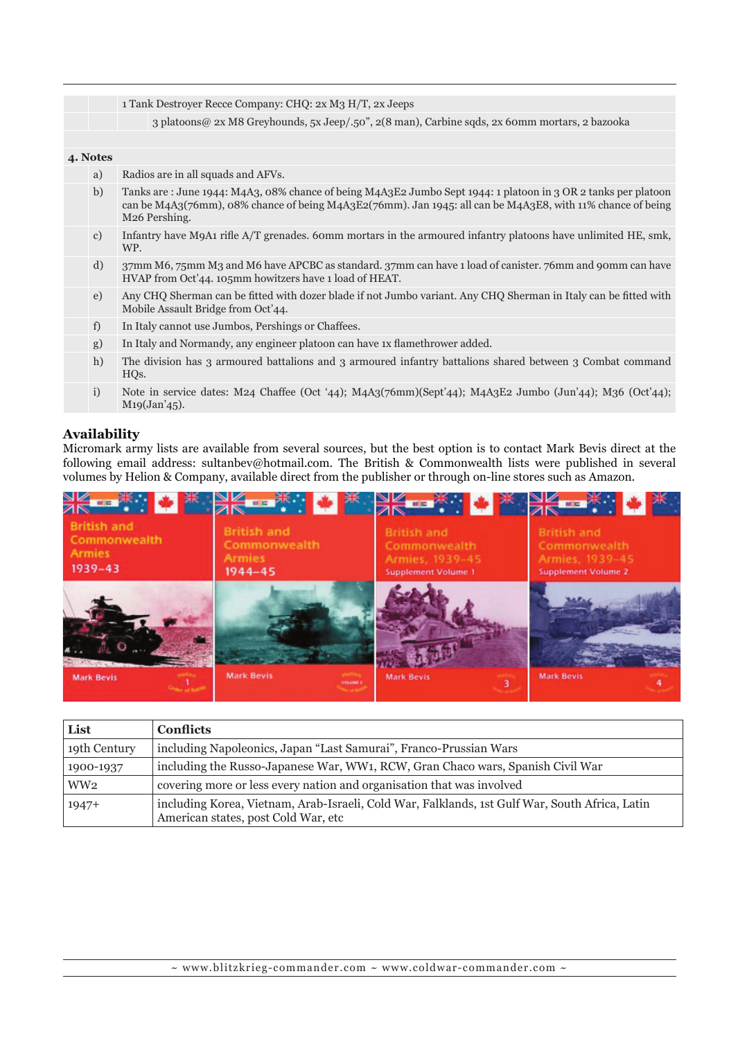| | | |
|---|---|---|
| | | 1 Tank Destroyer Recce Company: CHQ: 2x M3 H/T, 2x Jeeps |
| | | 3 platoons@ 2x M8 Greyhounds, 5x Jeep/.50", 2(8 man), Carbine sqds, 2x 60mm mortars, 2 bazooka |

| **4. Notes** | |
|---|---|
| a) | Radios are in all squads and AFVs. |
| b) | Tanks are : June 1944: M4A3, 08% chance of being M4A3E2 Jumbo Sept 1944: 1 platoon in 3 OR 2 tanks per platoon can be M4A3(76mm), 08% chance of being M4A3E2(76mm). Jan 1945: all can be M4A3E8, with 11% chance of being M26 Pershing. |
| c) | Infantry have M9A1 rifle A/T grenades. 60mm mortars in the armoured infantry platoons have unlimited HE, smk, WP. |
| d) | 37mm M6, 75mm M3 and M6 have APCBC as standard. 37mm can have 1 load of canister. 76mm and 90mm can have HVAP from Oct'44. 105mm howitzers have 1 load of HEAT. |
| e) | Any CHQ Sherman can be fitted with dozer blade if not Jumbo variant. Any CHQ Sherman in Italy can be fitted with Mobile Assault Bridge from Oct'44. |
| f) | In Italy cannot use Jumbos, Pershings or Chaffees. |
| g) | In Italy and Normandy, any engineer platoon can have 1x flamethrower added. |
| h) | The division has 3 armoured battalions and 3 armoured infantry battalions shared between 3 Combat command HQs. |
| i) | Note in service dates: M24 Chaffee (Oct '44); M4A3(76mm)(Sept'44); M4A3E2 Jumbo (Jun'44); M36 (Oct'44); M19(Jan'45). |

## Availability

Micromark army lists are available from several sources, but the best option is to contact Mark Bevis direct at the following email address: sultanbev@hotmail.com. The British & Commonwealth lists were published in several volumes by Helion & Company, available direct from the publisher or through on-line stores such as Amazon.

| List | Conflicts |
|---|---|
| 19th Century | including Napoleonics, Japan "Last Samurai", Franco-Prussian Wars |
| 1900-1937 | including the Russo-Japanese War, WW1, RCW, Gran Chaco wars, Spanish Civil War |
| WW2 | covering more or less every nation and organisation that was involved |
| 1947+ | including Korea, Vietnam, Arab-Israeli, Cold War, Falklands, 1st Gulf War, South Africa, Latin American states, post Cold War, etc |